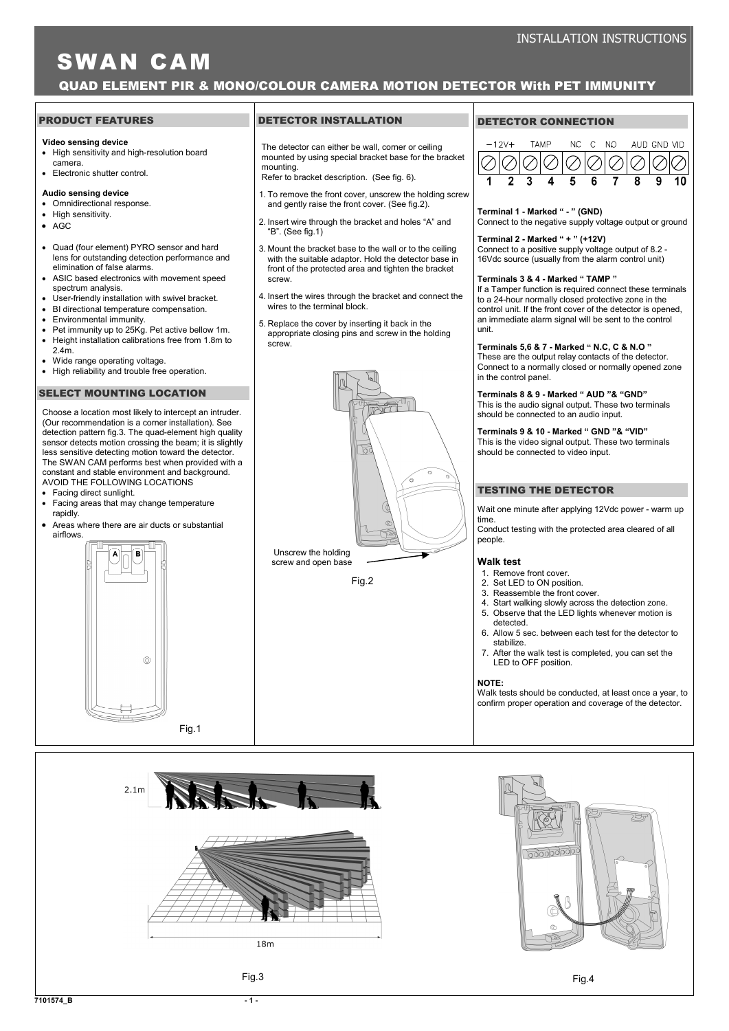# SWAN CAM

## QUAD ELEMENT PIR & MONO/COLOUR CAMERA MOTION DETECTOR With PET IMMUNITY

INSTALLATION INSTRUCTIONS

### PRODUCT FEATURES

**Video sensing device**

- High sensitivity and high-resolution board camera.
- Electronic shutter control.

**Audio sensing device**

- Omnidirectional response.
- High sensitivity.
- AGC

- Quad (four element) PYRO sensor and hard lens for outstanding detection performance and elimination of false alarms.
- ASIC based electronics with movement speed spectrum analysis.
- User-friendly installation with swivel bracket.
- BI directional temperature compensation.
- Environmental immunity.
- Pet immunity up to 25Kg. Pet active bellow 1m.
- Height installation calibrations free from 1.8m to 2.4m.
- Wide range operating voltage.
- High reliability and trouble free operation.

### SELECT MOUNTING LOCATION

Choose a location most likely to intercept an intruder. (Our recommendation is a corner installation). See detection pattern fig.3. The quad-element high quality sensor detects motion crossing the beam; it is slightly less sensitive detecting motion toward the detector. The SWAN CAM performs best when provided with a constant and stable environment and background.

AVOID THE FOLLOWING LOCATIONS

- Facing direct sunlight.
- Facing areas that may change temperature rapidly.
- Areas where there are air ducts or substantial airflows.

A B

Fig.1

### DETECTOR INSTALLATION

The detector can either be wall, corner or ceiling mounted by using special bracket base for the bracket mounting.
Refer to bracket description. (See fig. 6).

1. To remove the front cover, unscrew the holding screw and gently raise the front cover. (See fig.2).
2. Insert wire through the bracket and holes “A” and “B”. (See fig.1)
3. Mount the bracket base to the wall or to the ceiling with the suitable adaptor. Hold the detector base in front of the protected area and tighten the bracket screw.
4. Insert the wires through the bracket and connect the wires to the terminal block.
5. Replace the cover by inserting it back in the appropriate closing pins and screw in the holding screw.

Unscrew the holding screw and open base

Fig.2

### DETECTOR CONNECTION

| −12V+ | | TAMP | | N.C | C | N.O | AUD | GND | VID |
|---|---|---|---|---|---|---|---|---|---|
| 1 | 2 | 3 | 4 | 5 | 6 | 7 | 8 | 9 | 10 |

**Terminal 1 - Marked “ - ” (GND)**
Connect to the negative supply voltage output or ground

**Terminal 2 - Marked “ + ” (+12V)**
Connect to a positive supply voltage output of 8.2 - 16Vdc source (usually from the alarm control unit)

**Terminals 3 & 4 - Marked “ TAMP ”**
If a Tamper function is required connect these terminals to a 24-hour normally closed protective zone in the control unit. If the front cover of the detector is opened, an immediate alarm signal will be sent to the control unit.

**Terminals 5,6 & 7 - Marked “ N.C, C & N.O ”**
These are the output relay contacts of the detector. Connect to a normally closed or normally opened zone in the control panel.

**Terminals 8 & 9 - Marked “ AUD ”& “GND”**
This is the audio signal output. These two terminals should be connected to an audio input.

**Terminals 9 & 10 - Marked “ GND ”& “VID”**
This is the video signal output. These two terminals should be connected to video input.

### TESTING THE DETECTOR

Wait one minute after applying 12Vdc power - warm up time.
Conduct testing with the protected area cleared of all people.

**Walk test**

1. Remove front cover.
2. Set LED to ON position.
3. Reassemble the front cover.
4. Start walking slowly across the detection zone.
5. Observe that the LED lights whenever motion is detected.
6. Allow 5 sec. between each test for the detector to stabilize.
7. After the walk test is completed, you can set the LED to OFF position.

**NOTE:**
Walk tests should be conducted, at least once a year, to confirm proper operation and coverage of the detector.

2.1m

18m

Fig.3

Fig.4

7101574_B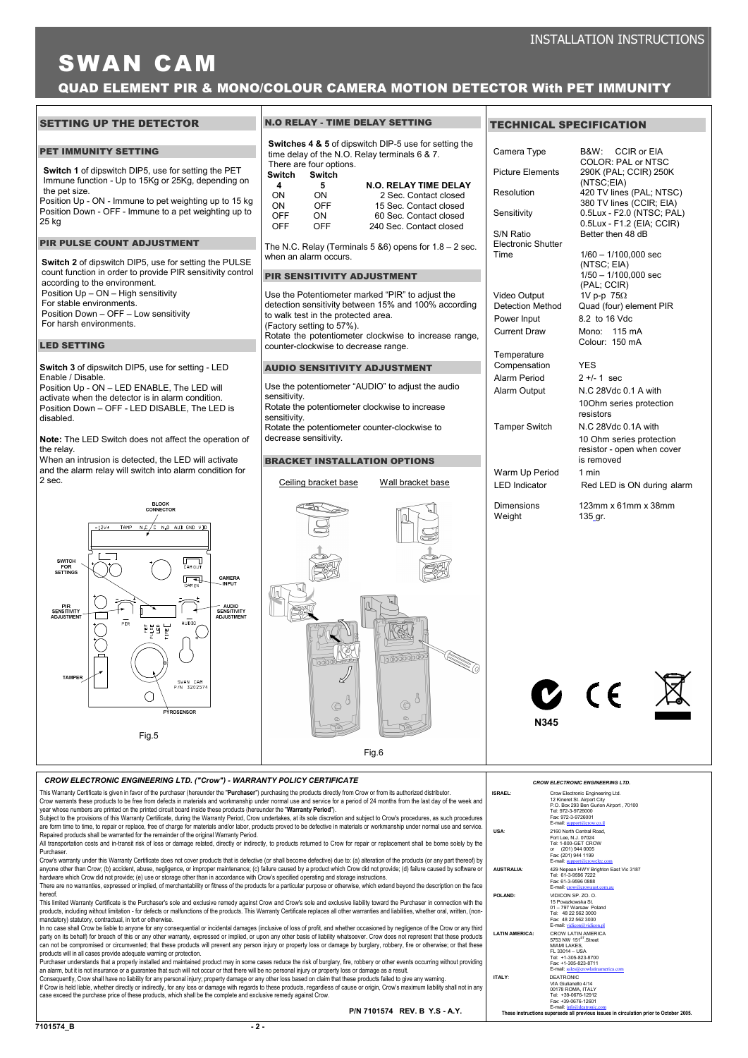# SWAN CAM

INSTALLATION INSTRUCTIONS

## QUAD ELEMENT PIR & MONO/COLOUR CAMERA MOTION DETECTOR With PET IMMUNITY

## SETTING UP THE DETECTOR

### PET IMMUNITY SETTING

**Switch 1** of dipswitch DIP5, use for setting the PET Immune function - Up to 15Kg or 25Kg, depending on the pet size.
Position Up - ON - Immune to pet weighting up to 15 kg
Position Down - OFF - Immune to a pet weighting up to 25 kg

### PIR PULSE COUNT ADJUSTMENT

**Switch 2** of dipswitch DIP5, use for setting the PULSE count function in order to provide PIR sensitivity control according to the environment.
Position Up – ON – High sensitivity
For stable environments.
Position Down – OFF – Low sensitivity
For harsh environments.

### LED SETTING

**Switch 3** of dipswitch DIP5, use for setting - LED Enable / Disable.
Position Up - ON – LED ENABLE, The LED will activate when the detector is in alarm condition.
Position Down – OFF - LED DISABLE, The LED is disabled.

**Note:** The LED Switch does not affect the operation of the relay.
When an intrusion is detected, the LED will activate and the alarm relay will switch into alarm condition for 2 sec.

BLOCK CONNECTOR
+12V- TAMP N.C C N.O AUD GND VID
SWITCH FOR SETTINGS
CAM OUT
CAMERA INPUT
CAM IN
PIR SENSITIVITY ADJUSTMENT
AUDIO SENSITIVITY ADJUSTMENT
PIR
PET PULSE LED TIME
AUDIO
TAMPER
SWAN CAM P/N 3202574
PYROSENSOR

Fig.5

## N.O RELAY - TIME DELAY SETTING

**Switches 4 & 5** of dipswitch DIP-5 use for setting the time delay of the N.O. Relay terminals 6 & 7.
There are four options.

| Switch 4 | Switch 5 | N.O. RELAY TIME DELAY |
|---|---|---|
| ON | ON | 2 Sec. Contact closed |
| ON | OFF | 15 Sec. Contact closed |
| OFF | ON | 60 Sec. Contact closed |
| OFF | OFF | 240 Sec. Contact closed |

The N.C. Relay (Terminals 5 &6) opens for 1.8 – 2 sec. when an alarm occurs.

### PIR SENSITIVITY ADJUSTMENT

Use the Potentiometer marked "PIR" to adjust the detection sensitivity between 15% and 100% according to walk test in the protected area.
(Factory setting to 57%).
Rotate the potentiometer clockwise to increase range, counter-clockwise to decrease range.

### AUDIO SENSITIVITY ADJUSTMENT

Use the potentiometer "AUDIO" to adjust the audio sensitivity.
Rotate the potentiometer clockwise to increase sensitivity.
Rotate the potentiometer counter-clockwise to decrease sensitivity.

### BRACKET INSTALLATION OPTIONS

Ceiling bracket base    Wall bracket base

Fig.6

## TECHNICAL SPECIFICATION

| | |
|---|---|
| Camera Type | B&W: CCIR or EIA<br>COLOR: PAL or NTSC |
| Picture Elements | 290K (PAL; CCIR) 250K (NTSC;EIA) |
| Resolution | 420 TV lines (PAL; NTSC)<br>380 TV lines (CCIR; EIA) |
| Sensitivity | 0.5Lux - F2.0 (NTSC; PAL)<br>0.5Lux - F1.2 (EIA; CCIR) |
| S/N Ratio | Better then 48 dB |
| Electronic Shutter Time | 1/60 – 1/100,000 sec (NTSC; EIA)<br>1/50 – 1/100,000 sec (PAL; CCIR) |
| Video Output | 1V p-p 75Ω |
| Detection Method | Quad (four) element PIR |
| Power Input | 8.2 to 16 Vdc |
| Current Draw | Mono: 115 mA<br>Colour: 150 mA |
| Temperature Compensation | YES |
| Alarm Period | 2 +/- 1 sec |
| Alarm Output | N.C 28Vdc 0.1 A with 10Ohm series protection resistors |
| Tamper Switch | N.C 28Vdc 0.1A with 10 Ohm series protection resistor - open when cover is removed |
| Warm Up Period | 1 min |
| LED Indicator | Red LED is ON during alarm |
| Dimensions | 123mm x 61mm x 38mm |
| Weight | 135 gr. |

N345

### CROW ELECTRONIC ENGINEERING LTD. ("Crow") - WARRANTY POLICY CERTIFICATE

This Warranty Certificate is given in favor of the purchaser (hereunder the "**Purchaser**") purchasing the products directly from Crow or from its authorized distributor.
Crow warrants these products to be free from defects in materials and workmanship under normal use and service for a period of 24 months from the last day of the week and year whose numbers are printed on the printed circuit board inside these products (hereunder the "**Warranty Period**").
Subject to the provisions of this Warranty Certificate, during the Warranty Period, Crow undertakes, at its sole discretion and subject to Crow's procedures, as such procedures are form time to time, to repair or replace, free of charge for materials and/or labor, products proved to be defective in materials or workmanship under normal use and service. Repaired products shall be warranted for the remainder of the original Warranty Period.
All transportation costs and in-transit risk of loss or damage related, directly or indirectly, to products returned to Crow for repair or replacement shall be borne solely by the Purchaser.
Crow's warranty under this Warranty Certificate does not cover products that is defective (or shall become defective) due to: (a) alteration of the products (or any part thereof) by anyone other than Crow; (b) accident, abuse, negligence, or improper maintenance; (c) failure caused by a product which Crow did not provide; (d) failure caused by software or hardware which Crow did not provide; (e) use or storage other than in accordance with Crow's specified operating and storage instructions.
There are no warranties, expressed or implied, of merchantability or fitness of the products for a particular purpose or otherwise, which extend beyond the description on the face hereof.
This limited Warranty Certificate is the Purchaser's sole and exclusive remedy against Crow and Crow's sole and exclusive liability toward the Purchaser in connection with the products, including without limitation - for defects or malfunctions of the products. This Warranty Certificate replaces all other warranties and liabilities, whether oral, written, (non-mandatory) statutory, contractual, in tort or otherwise.
In no case shall Crow be liable to anyone for any consequential or incidental damages (inclusive of loss of profit, and whether occasioned by negligence of the Crow or any third party on its behalf) for breach of this or any other warranty, expressed or implied, or upon any other basis of liability whatsoever. Crow does not represent that these products can not be compromised or circumvented; that these products will prevent any person injury or property loss or damage by burglary, robbery, fire or otherwise; or that these products will in all cases provide adequate warning or protection.
Purchaser understands that a properly installed and maintained product may in some cases reduce the risk of burglary, fire, robbery or other events occurring without providing an alarm, but it is not insurance or a guarantee that such will not occur or that there will be no personal injury or property loss or damage as a result.
Consequently, Crow shall have no liability for any personal injury; property damage or any other loss based on claim that these products failed to give any warning.
If Crow is held liable, whether directly or indirectly, for any loss or damage with regards to these products, regardless of cause or origin, Crow's maximum liability shall not in any case exceed the purchase price of these products, which shall be the complete and exclusive remedy against Crow.

P/N 7101574 REV. B Y.S - A.Y.

### CROW ELECTRONIC ENGINEERING LTD.

| | |
|---|---|
| **ISRAEL**: | Crow Electronic Engineering Ltd.<br>12 Kineret St. Airport City<br>P.O. Box 293 Ben Gurion Airport , 70100<br>Tel: 972-3-9726000<br>Fax: 972-3-9726001<br>E-mail: support@crow.co.il |
| **USA**: | 2160 North Central Road,<br>Fort Lee, N.J. 07024<br>Tel: 1-800-GET CROW<br>or (201) 944 0005<br>Fax: (201) 944 1199<br>E-mail: support@crowelec.com |
| **AUSTRALIA**: | 429 Nepean HWY Brighton East Vic 3187<br>Tel: 61-3-9596 7222<br>Fax: 61-3-9596 0888<br>E-mail: crow@crowaust.com.au |
| **POLAND**: | VIDICON SP. ZO. O.<br>15 Povazkowska St.<br>01 – 797 Warsaw Poland<br>Tel: 48 22 562 3000<br>Fax: 48 22 562 3030<br>E-mail: vidicon@vidicon.pl |
| **LATIN AMERICA**: | CROW LATIN AMERICA<br>5753 NW 151st Street<br>MIAMI LAKES,<br>FL 33014 – USA<br>Tel: +1-305-823-8700<br>Fax: +1-305-823-8711<br>E-mail: sales@crowlatinamerica.com |
| **ITALY**: | DEATRONIC<br>VIA Giulianello 4/14<br>00178 ROMA, ITALY<br>Tel: +39-0676-12912<br>Fax: +39-0676-12601<br>E-mail: info@deatronic.com |

**These instructions supersede all previous issues in circulation prior to October 2005.**

7101574_B